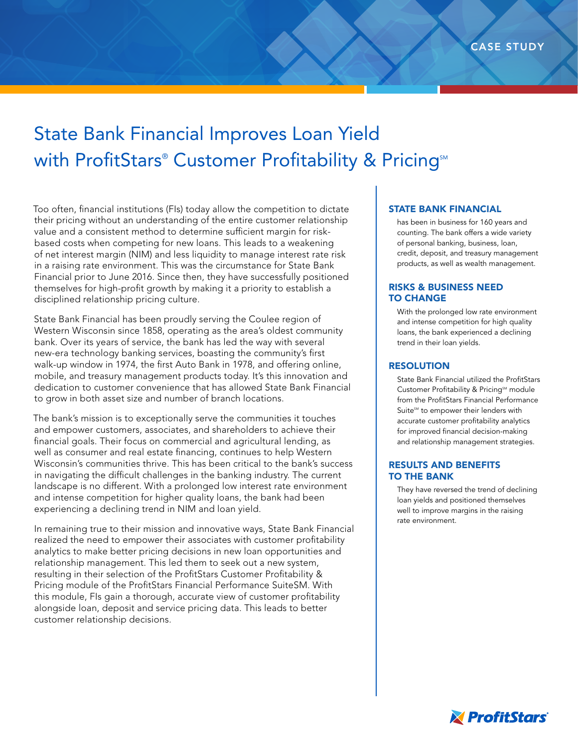CASE STUDY

# State Bank Financial Improves Loan Yield with ProfitStars® Customer Profitability & Pricing℠

Too often, financial institutions (FIs) today allow the competition to dictate their pricing without an understanding of the entire customer relationship value and a consistent method to determine sufficient margin for risk-based costs when competing for new loans. This leads to a weakening of net interest margin (NIM) and less liquidity to manage interest rate risk in a raising rate environment. This was the circumstance for State Bank Financial prior to June 2016. Since then, they have successfully positioned themselves for high-profit growth by making it a priority to establish a disciplined relationship pricing culture.

State Bank Financial has been proudly serving the Coulee region of Western Wisconsin since 1858, operating as the area's oldest community bank. Over its years of service, the bank has led the way with several new-era technology banking services, boasting the community's first walk-up window in 1974, the first Auto Bank in 1978, and offering online, mobile, and treasury management products today. It's this innovation and dedication to customer convenience that has allowed State Bank Financial to grow in both asset size and number of branch locations.

The bank's mission is to exceptionally serve the communities it touches and empower customers, associates, and shareholders to achieve their financial goals. Their focus on commercial and agricultural lending, as well as consumer and real estate financing, continues to help Western Wisconsin's communities thrive. This has been critical to the bank's success in navigating the difficult challenges in the banking industry. The current landscape is no different. With a prolonged low interest rate environment and intense competition for higher quality loans, the bank had been experiencing a declining trend in NIM and loan yield.

In remaining true to their mission and innovative ways, State Bank Financial realized the need to empower their associates with customer profitability analytics to make better pricing decisions in new loan opportunities and relationship management. This led them to seek out a new system, resulting in their selection of the ProfitStars Customer Profitability & Pricing module of the ProfitStars Financial Performance SuiteSM. With this module, FIs gain a thorough, accurate view of customer profitability alongside loan, deposit and service pricing data. This leads to better customer relationship decisions.

### STATE BANK FINANCIAL

has been in business for 160 years and counting. The bank offers a wide variety of personal banking, business, loan, credit, deposit, and treasury management products, as well as wealth management.

### RISKS & BUSINESS NEED TO CHANGE

With the prolonged low rate environment and intense competition for high quality loans, the bank experienced a declining trend in their loan yields.

### RESOLUTION

State Bank Financial utilized the ProfitStars Customer Profitability & Pricing℠ module from the ProfitStars Financial Performance Suite℠ to empower their lenders with accurate customer profitability analytics for improved financial decision-making and relationship management strategies.

### RESULTS AND BENEFITS TO THE BANK

They have reversed the trend of declining loan yields and positioned themselves well to improve margins in the raising rate environment.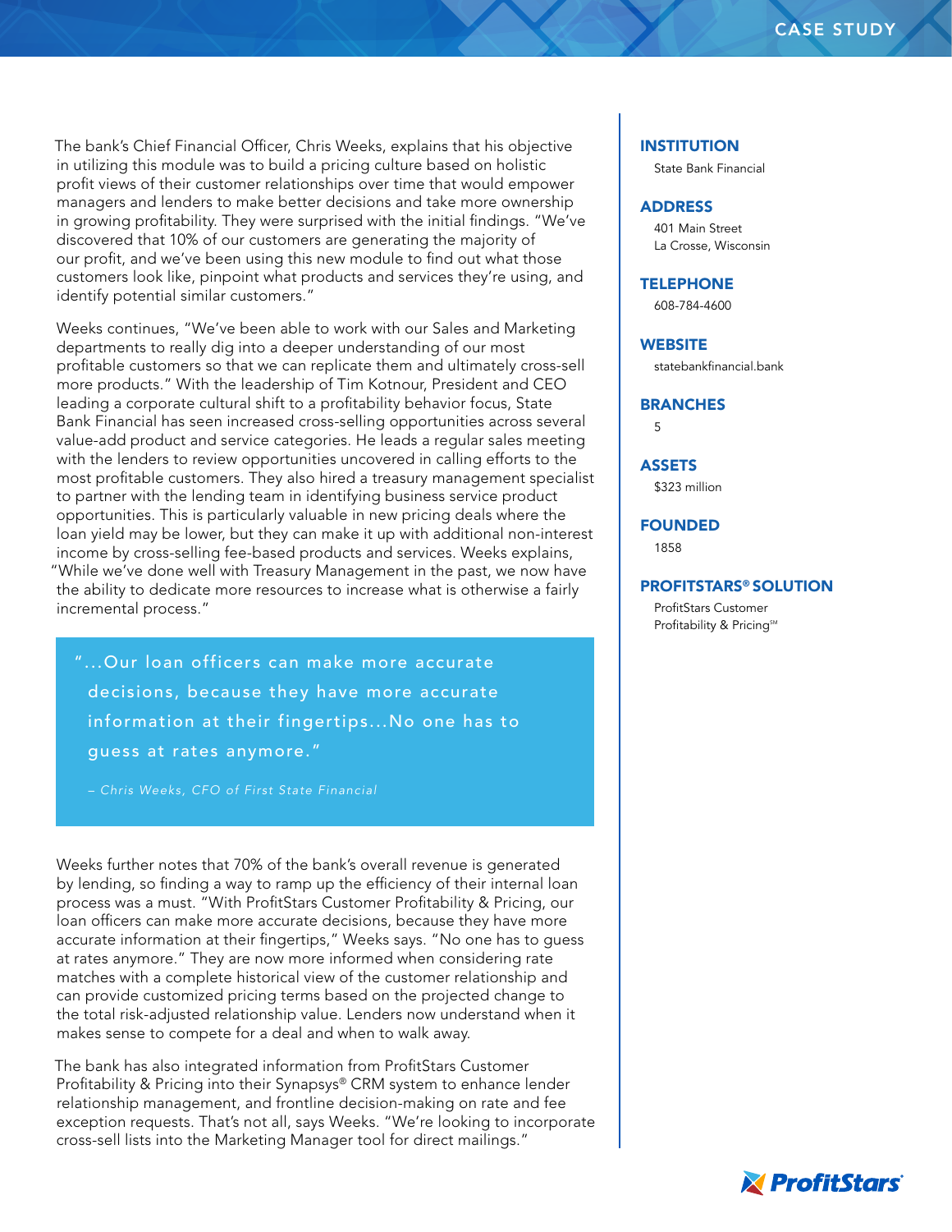The bank's Chief Financial Officer, Chris Weeks, explains that his objective in utilizing this module was to build a pricing culture based on holistic profit views of their customer relationships over time that would empower managers and lenders to make better decisions and take more ownership in growing profitability. They were surprised with the initial findings. "We've discovered that 10% of our customers are generating the majority of our profit, and we've been using this new module to find out what those customers look like, pinpoint what products and services they're using, and identify potential similar customers."

Weeks continues, "We've been able to work with our Sales and Marketing departments to really dig into a deeper understanding of our most profitable customers so that we can replicate them and ultimately cross-sell more products." With the leadership of Tim Kotnour, President and CEO leading a corporate cultural shift to a profitability behavior focus, State Bank Financial has seen increased cross-selling opportunities across several value-add product and service categories. He leads a regular sales meeting with the lenders to review opportunities uncovered in calling efforts to the most profitable customers. They also hired a treasury management specialist to partner with the lending team in identifying business service product opportunities. This is particularly valuable in new pricing deals where the loan yield may be lower, but they can make it up with additional non-interest income by cross-selling fee-based products and services. Weeks explains, "While we've done well with Treasury Management in the past, we now have the ability to dedicate more resources to increase what is otherwise a fairly incremental process."

> "...Our loan officers can make more accurate decisions, because they have more accurate information at their fingertips...No one has to guess at rates anymore."
>
> *– Chris Weeks, CFO of First State Financial*

Weeks further notes that 70% of the bank's overall revenue is generated by lending, so finding a way to ramp up the efficiency of their internal loan process was a must. "With ProfitStars Customer Profitability & Pricing, our loan officers can make more accurate decisions, because they have more accurate information at their fingertips," Weeks says. "No one has to guess at rates anymore." They are now more informed when considering rate matches with a complete historical view of the customer relationship and can provide customized pricing terms based on the projected change to the total risk-adjusted relationship value. Lenders now understand when it makes sense to compete for a deal and when to walk away.

The bank has also integrated information from ProfitStars Customer Profitability & Pricing into their Synapsys® CRM system to enhance lender relationship management, and frontline decision-making on rate and fee exception requests. That's not all, says Weeks. "We're looking to incorporate cross-sell lists into the Marketing Manager tool for direct mailings."

### INSTITUTION
State Bank Financial

### ADDRESS
401 Main Street
La Crosse, Wisconsin

### TELEPHONE
608-784-4600

### WEBSITE
statebankfinancial.bank

### BRANCHES
5

### ASSETS
$323 million

### FOUNDED
1858

### PROFITSTARS® SOLUTION
ProfitStars Customer Profitability & Pricing℠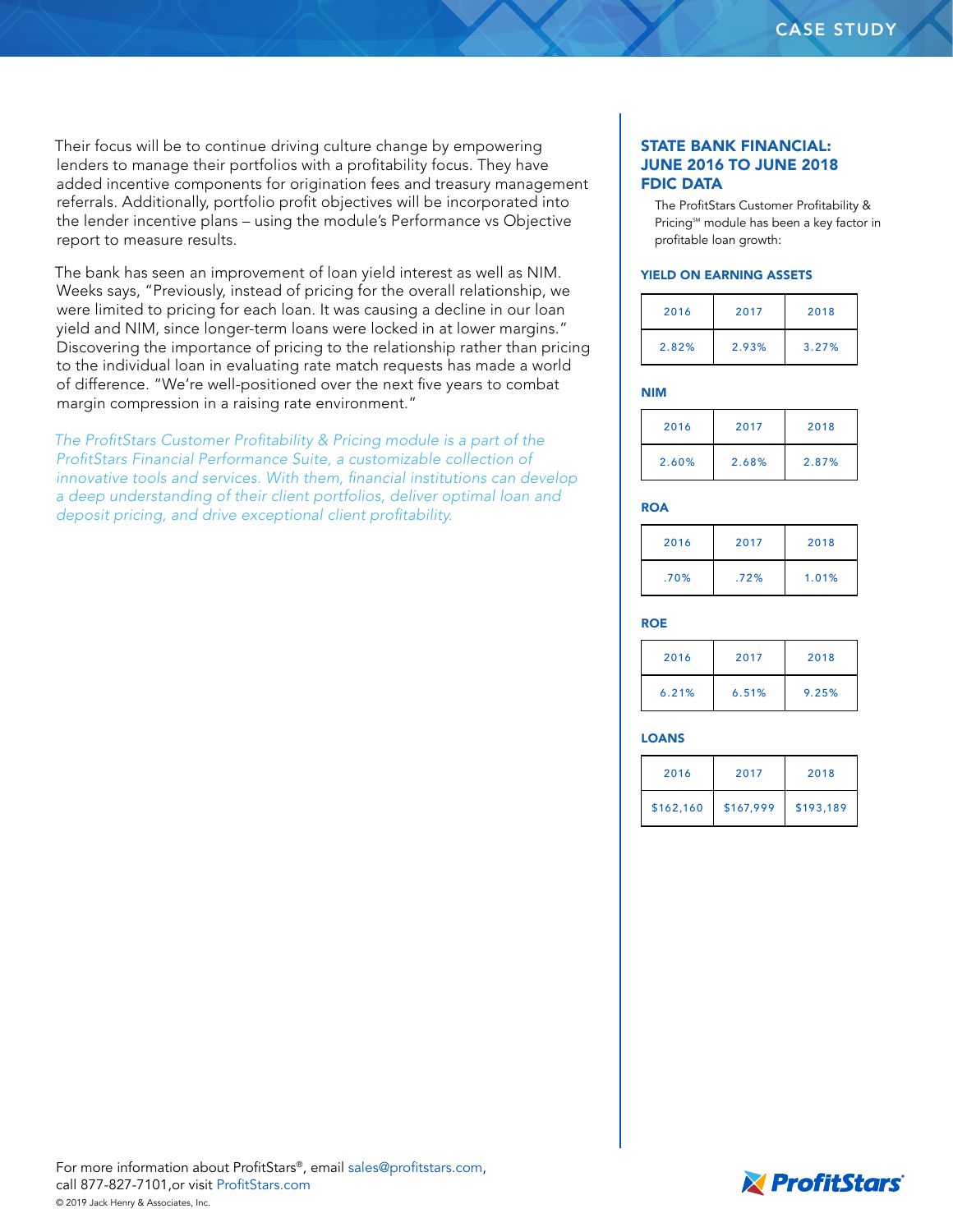Their focus will be to continue driving culture change by empowering lenders to manage their portfolios with a profitability focus. They have added incentive components for origination fees and treasury management referrals. Additionally, portfolio profit objectives will be incorporated into the lender incentive plans – using the module's Performance vs Objective report to measure results.

The bank has seen an improvement of loan yield interest as well as NIM. Weeks says, "Previously, instead of pricing for the overall relationship, we were limited to pricing for each loan. It was causing a decline in our loan yield and NIM, since longer-term loans were locked in at lower margins." Discovering the importance of pricing to the relationship rather than pricing to the individual loan in evaluating rate match requests has made a world of difference. "We're well-positioned over the next five years to combat margin compression in a raising rate environment."

*The ProfitStars Customer Profitability & Pricing module is a part of the ProfitStars Financial Performance Suite, a customizable collection of innovative tools and services. With them, financial institutions can develop a deep understanding of their client portfolios, deliver optimal loan and deposit pricing, and drive exceptional client profitability.*

## STATE BANK FINANCIAL: JUNE 2016 TO JUNE 2018 FDIC DATA

The ProfitStars Customer Profitability & Pricing℠ module has been a key factor in profitable loan growth:

### YIELD ON EARNING ASSETS

| 2016 | 2017 | 2018 |
|---|---|---|
| 2.82% | 2.93% | 3.27% |

### NIM

| 2016 | 2017 | 2018 |
|---|---|---|
| 2.60% | 2.68% | 2.87% |

### ROA

| 2016 | 2017 | 2018 |
|---|---|---|
| .70% | .72% | 1.01% |

### ROE

| 2016 | 2017 | 2018 |
|---|---|---|
| 6.21% | 6.51% | 9.25% |

### LOANS

| 2016 | 2017 | 2018 |
|---|---|---|
| $162,160 | $167,999 | $193,189 |

For more information about ProfitStars®, email sales@profitstars.com, call 877-827-7101,or visit ProfitStars.com

© 2019 Jack Henry & Associates, Inc.